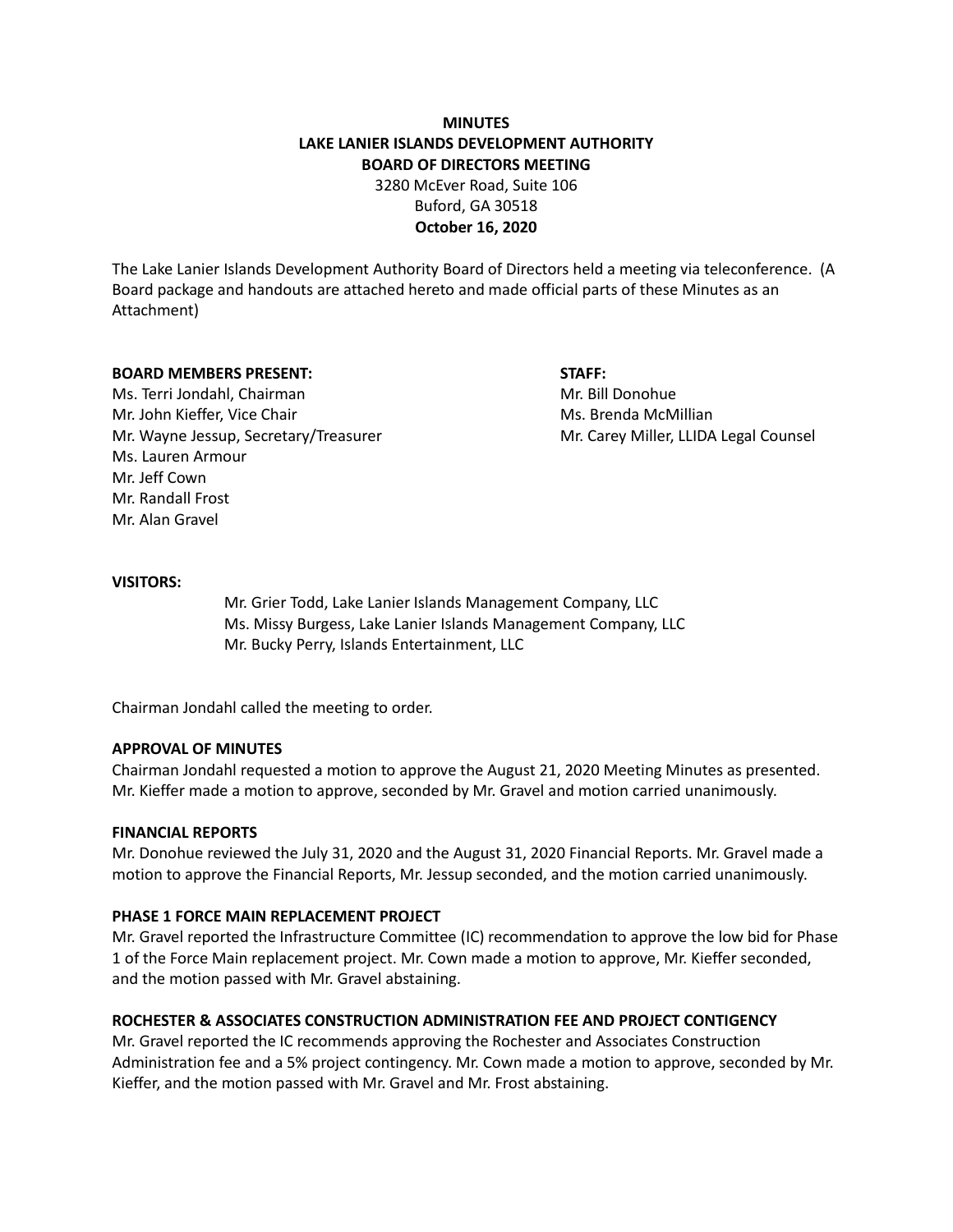**MINUTES**
**LAKE LANIER ISLANDS DEVELOPMENT AUTHORITY**
**BOARD OF DIRECTORS MEETING**
3280 McEver Road, Suite 106
Buford, GA 30518
**October 16, 2020**

The Lake Lanier Islands Development Authority Board of Directors held a meeting via teleconference. (A Board package and handouts are attached hereto and made official parts of these Minutes as an Attachment)

**BOARD MEMBERS PRESENT:**
Ms. Terri Jondahl, Chairman
Mr. John Kieffer, Vice Chair
Mr. Wayne Jessup, Secretary/Treasurer
Ms. Lauren Armour
Mr. Jeff Cown
Mr. Randall Frost
Mr. Alan Gravel

**STAFF:**
Mr. Bill Donohue
Ms. Brenda McMillian
Mr. Carey Miller, LLIDA Legal Counsel

**VISITORS:**
Mr. Grier Todd, Lake Lanier Islands Management Company, LLC
Ms. Missy Burgess, Lake Lanier Islands Management Company, LLC
Mr. Bucky Perry, Islands Entertainment, LLC

Chairman Jondahl called the meeting to order.

**APPROVAL OF MINUTES**
Chairman Jondahl requested a motion to approve the August 21, 2020 Meeting Minutes as presented. Mr. Kieffer made a motion to approve, seconded by Mr. Gravel and motion carried unanimously.

**FINANCIAL REPORTS**
Mr. Donohue reviewed the July 31, 2020 and the August 31, 2020 Financial Reports. Mr. Gravel made a motion to approve the Financial Reports, Mr. Jessup seconded, and the motion carried unanimously.

**PHASE 1 FORCE MAIN REPLACEMENT PROJECT**
Mr. Gravel reported the Infrastructure Committee (IC) recommendation to approve the low bid for Phase 1 of the Force Main replacement project. Mr. Cown made a motion to approve, Mr. Kieffer seconded, and the motion passed with Mr. Gravel abstaining.

**ROCHESTER & ASSOCIATES CONSTRUCTION ADMINISTRATION FEE AND PROJECT CONTIGENCY**
Mr. Gravel reported the IC recommends approving the Rochester and Associates Construction Administration fee and a 5% project contingency. Mr. Cown made a motion to approve, seconded by Mr. Kieffer, and the motion passed with Mr. Gravel and Mr. Frost abstaining.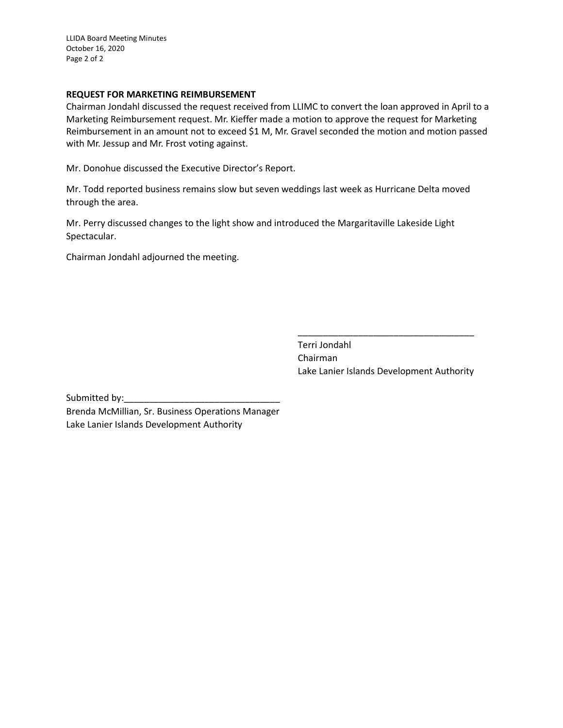**REQUEST FOR MARKETING REIMBURSEMENT**

Chairman Jondahl discussed the request received from LLIMC to convert the loan approved in April to a Marketing Reimbursement request. Mr. Kieffer made a motion to approve the request for Marketing Reimbursement in an amount not to exceed $1 M, Mr. Gravel seconded the motion and motion passed with Mr. Jessup and Mr. Frost voting against.

Mr. Donohue discussed the Executive Director's Report.

Mr. Todd reported business remains slow but seven weddings last week as Hurricane Delta moved through the area.

Mr. Perry discussed changes to the light show and introduced the Margaritaville Lakeside Light Spectacular.

Chairman Jondahl adjourned the meeting.

___________________________________
Terri Jondahl
Chairman
Lake Lanier Islands Development Authority

Submitted by:______________________________
Brenda McMillian, Sr. Business Operations Manager
Lake Lanier Islands Development Authority